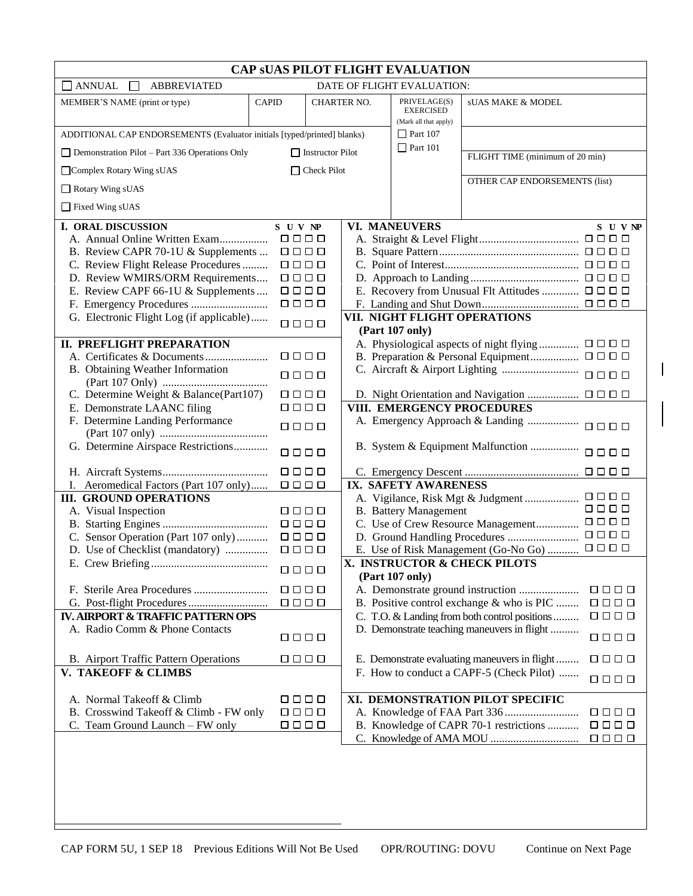# CAP sUAS PILOT FLIGHT EVALUATION

☐ ANNUAL ☐ ABBREVIATED DATE OF FLIGHT EVALUATION:

| MEMBER'S NAME (print or type) | CAPID | CHARTER NO. | PRIVELAGE(S) EXERCISED (Mark all that apply) | sUAS MAKE & MODEL |
|---|---|---|---|---|
| | | | ☐ Part 107 ☐ Part 101 | |

ADDITIONAL CAP ENDORSEMENTS (Evaluator initials [typed/printed] blanks)

- ☐ Demonstration Pilot – Part 336 Operations Only
- ☐ Instructor Pilot
- ☐ Complex Rotary Wing sUAS
- ☐ Check Pilot
- ☐ Rotary Wing sUAS
- ☐ Fixed Wing sUAS

FLIGHT TIME (minimum of 20 min)

OTHER CAP ENDORSEMENTS (list)

| I. ORAL DISCUSSION | S | U | V | NP |
|---|---|---|---|---|
| A. Annual Online Written Exam | ☐ | ☐ | ☐ | ☐ |
| B. Review CAPR 70-1U & Supplements | ☐ | ☐ | ☐ | ☐ |
| C. Review Flight Release Procedures | ☐ | ☐ | ☐ | ☐ |
| D. Review WMIRS/ORM Requirements | ☐ | ☐ | ☐ | ☐ |
| E. Review CAPF 66-1U & Supplements | ☐ | ☐ | ☐ | ☐ |
| F. Emergency Procedures | ☐ | ☐ | ☐ | ☐ |
| G. Electronic Flight Log (if applicable) | ☐ | ☐ | ☐ | ☐ |
| **II. PREFLIGHT PREPARATION** | | | | |
| A. Certificates & Documents | ☐ | ☐ | ☐ | ☐ |
| B. Obtaining Weather Information (Part 107 Only) | ☐ | ☐ | ☐ | ☐ |
| C. Determine Weight & Balance(Part107) | ☐ | ☐ | ☐ | ☐ |
| E. Demonstrate LAANC filing | ☐ | ☐ | ☐ | ☐ |
| F. Determine Landing Performance (Part 107 only) | ☐ | ☐ | ☐ | ☐ |
| G. Determine Airspace Restrictions | ☐ | ☐ | ☐ | ☐ |
| H. Aircraft Systems | ☐ | ☐ | ☐ | ☐ |
| I. Aeromedical Factors (Part 107 only) | ☐ | ☐ | ☐ | ☐ |
| **III. GROUND OPERATIONS** | | | | |
| A. Visual Inspection | ☐ | ☐ | ☐ | ☐ |
| B. Starting Engines | ☐ | ☐ | ☐ | ☐ |
| C. Sensor Operation (Part 107 only) | ☐ | ☐ | ☐ | ☐ |
| D. Use of Checklist (mandatory) | ☐ | ☐ | ☐ | ☐ |
| E. Crew Briefing | ☐ | ☐ | ☐ | ☐ |
| F. Sterile Area Procedures | ☐ | ☐ | ☐ | ☐ |
| G. Post-flight Procedures | ☐ | ☐ | ☐ | ☐ |
| **IV. AIRPORT & TRAFFIC PATTERN OPS** | | | | |
| A. Radio Comm & Phone Contacts | ☐ | ☐ | ☐ | ☐ |
| B. Airport Traffic Pattern Operations | ☐ | ☐ | ☐ | ☐ |
| **V. TAKEOFF & CLIMBS** | | | | |
| A. Normal Takeoff & Climb | ☐ | ☐ | ☐ | ☐ |
| B. Crosswind Takeoff & Climb - FW only | ☐ | ☐ | ☐ | ☐ |
| C. Team Ground Launch – FW only | ☐ | ☐ | ☐ | ☐ |

| VI. MANEUVERS | S | U | V | NP |
|---|---|---|---|---|
| A. Straight & Level Flight | ☐ | ☐ | ☐ | ☐ |
| B. Square Pattern | ☐ | ☐ | ☐ | ☐ |
| C. Point of Interest | ☐ | ☐ | ☐ | ☐ |
| D. Approach to Landing | ☐ | ☐ | ☐ | ☐ |
| E. Recovery from Unusual Flt Attitudes | ☐ | ☐ | ☐ | ☐ |
| F. Landing and Shut Down | ☐ | ☐ | ☐ | ☐ |
| **VII. NIGHT FLIGHT OPERATIONS (Part 107 only)** | | | | |
| A. Physiological aspects of night flying | ☐ | ☐ | ☐ | ☐ |
| B. Preparation & Personal Equipment | ☐ | ☐ | ☐ | ☐ |
| C. Aircraft & Airport Lighting | ☐ | ☐ | ☐ | ☐ |
| D. Night Orientation and Navigation | ☐ | ☐ | ☐ | ☐ |
| **VIII. EMERGENCY PROCEDURES** | | | | |
| A. Emergency Approach & Landing | ☐ | ☐ | ☐ | ☐ |
| B. System & Equipment Malfunction | ☐ | ☐ | ☐ | ☐ |
| C. Emergency Descent | ☐ | ☐ | ☐ | ☐ |
| **IX. SAFETY AWARENESS** | | | | |
| A. Vigilance, Risk Mgt & Judgment | ☐ | ☐ | ☐ | ☐ |
| B. Battery Management | ☐ | ☐ | ☐ | ☐ |
| C. Use of Crew Resource Management | ☐ | ☐ | ☐ | ☐ |
| D. Ground Handling Procedures | ☐ | ☐ | ☐ | ☐ |
| E. Use of Risk Management (Go-No Go) | ☐ | ☐ | ☐ | ☐ |
| **X. INSTRUCTOR & CHECK PILOTS (Part 107 only)** | | | | |
| A. Demonstrate ground instruction | ☐ | ☐ | ☐ | ☐ |
| B. Positive control exchange & who is PIC | ☐ | ☐ | ☐ | ☐ |
| C. T.O. & Landing from both control positions | ☐ | ☐ | ☐ | ☐ |
| D. Demonstrate teaching maneuvers in flight | ☐ | ☐ | ☐ | ☐ |
| E. Demonstrate evaluating maneuvers in flight | ☐ | ☐ | ☐ | ☐ |
| F. How to conduct a CAPF-5 (Check Pilot) | ☐ | ☐ | ☐ | ☐ |
| **XI. DEMONSTRATION PILOT SPECIFIC** | | | | |
| A. Knowledge of FAA Part 336 | ☐ | ☐ | ☐ | ☐ |
| B. Knowledge of CAPR 70-1 restrictions | ☐ | ☐ | ☐ | ☐ |
| C. Knowledge of AMA MOU | ☐ | ☐ | ☐ | ☐ |

CAP FORM 5U, 1 SEP 18 Previous Editions Will Not Be Used OPR/ROUTING: DOVU Continue on Next Page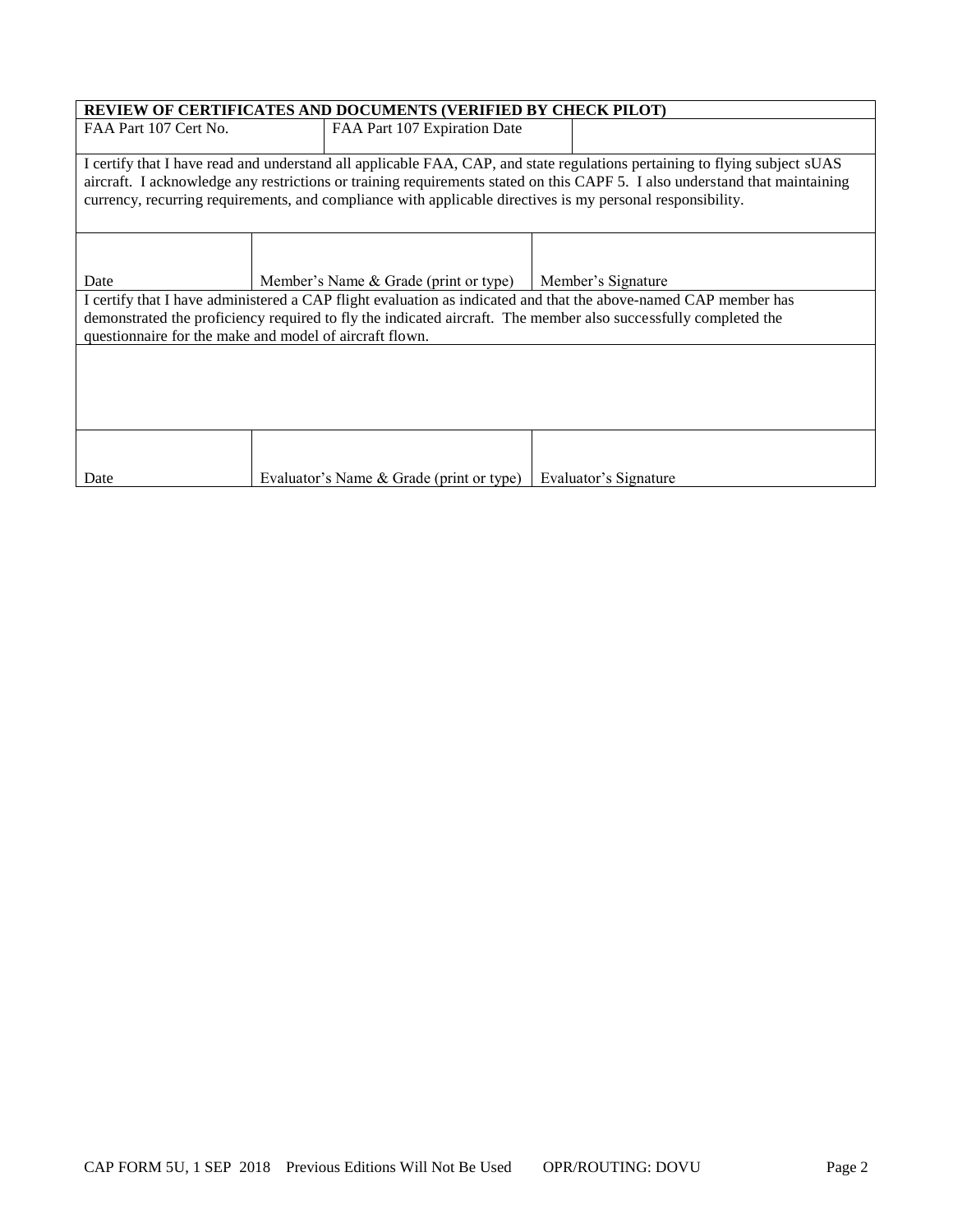| REVIEW OF CERTIFICATES AND DOCUMENTS (VERIFIED BY CHECK PILOT) | | |
| --- | --- | --- |
| FAA Part 107 Cert No. | FAA Part 107 Expiration Date | |

I certify that I have read and understand all applicable FAA, CAP, and state regulations pertaining to flying subject sUAS aircraft. I acknowledge any restrictions or training requirements stated on this CAPF 5. I also understand that maintaining currency, recurring requirements, and compliance with applicable directives is my personal responsibility.

| | | |
| --- | --- | --- |
| Date | Member's Name & Grade (print or type) | Member's Signature |

I certify that I have administered a CAP flight evaluation as indicated and that the above-named CAP member has demonstrated the proficiency required to fly the indicated aircraft. The member also successfully completed the questionnaire for the make and model of aircraft flown.

| | | |
| --- | --- | --- |
| Date | Evaluator's Name & Grade (print or type) | Evaluator's Signature |

CAP FORM 5U, 1 SEP 2018 Previous Editions Will Not Be Used OPR/ROUTING: DOVU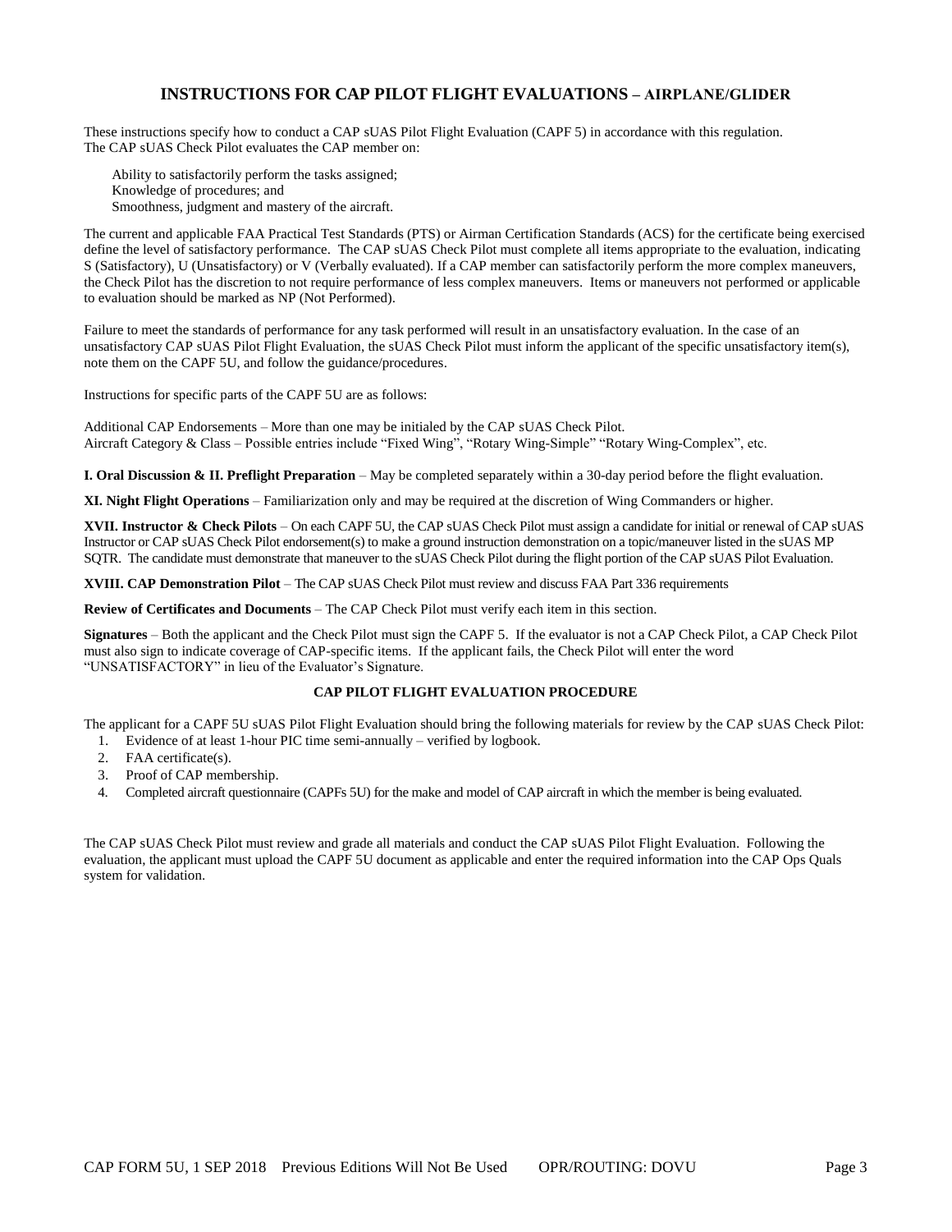## INSTRUCTIONS FOR CAP PILOT FLIGHT EVALUATIONS – AIRPLANE/GLIDER

These instructions specify how to conduct a CAP sUAS Pilot Flight Evaluation (CAPF 5) in accordance with this regulation. The CAP sUAS Check Pilot evaluates the CAP member on:

Ability to satisfactorily perform the tasks assigned;
Knowledge of procedures; and
Smoothness, judgment and mastery of the aircraft.

The current and applicable FAA Practical Test Standards (PTS) or Airman Certification Standards (ACS) for the certificate being exercised define the level of satisfactory performance. The CAP sUAS Check Pilot must complete all items appropriate to the evaluation, indicating S (Satisfactory), U (Unsatisfactory) or V (Verbally evaluated). If a CAP member can satisfactorily perform the more complex maneuvers, the Check Pilot has the discretion to not require performance of less complex maneuvers. Items or maneuvers not performed or applicable to evaluation should be marked as NP (Not Performed).

Failure to meet the standards of performance for any task performed will result in an unsatisfactory evaluation. In the case of an unsatisfactory CAP sUAS Pilot Flight Evaluation, the sUAS Check Pilot must inform the applicant of the specific unsatisfactory item(s), note them on the CAPF 5U, and follow the guidance/procedures.

Instructions for specific parts of the CAPF 5U are as follows:

Additional CAP Endorsements – More than one may be initialed by the CAP sUAS Check Pilot.
Aircraft Category & Class – Possible entries include "Fixed Wing", "Rotary Wing-Simple" "Rotary Wing-Complex", etc.

**I. Oral Discussion & II. Preflight Preparation** – May be completed separately within a 30-day period before the flight evaluation.

**XI. Night Flight Operations** – Familiarization only and may be required at the discretion of Wing Commanders or higher.

**XVII. Instructor & Check Pilots** – On each CAPF 5U, the CAP sUAS Check Pilot must assign a candidate for initial or renewal of CAP sUAS Instructor or CAP sUAS Check Pilot endorsement(s) to make a ground instruction demonstration on a topic/maneuver listed in the sUAS MP SQTR. The candidate must demonstrate that maneuver to the sUAS Check Pilot during the flight portion of the CAP sUAS Pilot Evaluation.

**XVIII. CAP Demonstration Pilot** – The CAP sUAS Check Pilot must review and discuss FAA Part 336 requirements

**Review of Certificates and Documents** – The CAP Check Pilot must verify each item in this section.

**Signatures** – Both the applicant and the Check Pilot must sign the CAPF 5. If the evaluator is not a CAP Check Pilot, a CAP Check Pilot must also sign to indicate coverage of CAP-specific items. If the applicant fails, the Check Pilot will enter the word "UNSATISFACTORY" in lieu of the Evaluator's Signature.

### CAP PILOT FLIGHT EVALUATION PROCEDURE

The applicant for a CAPF 5U sUAS Pilot Flight Evaluation should bring the following materials for review by the CAP sUAS Check Pilot:

1. Evidence of at least 1-hour PIC time semi-annually – verified by logbook.
2. FAA certificate(s).
3. Proof of CAP membership.
4. Completed aircraft questionnaire (CAPFs 5U) for the make and model of CAP aircraft in which the member is being evaluated.

The CAP sUAS Check Pilot must review and grade all materials and conduct the CAP sUAS Pilot Flight Evaluation. Following the evaluation, the applicant must upload the CAPF 5U document as applicable and enter the required information into the CAP Ops Quals system for validation.